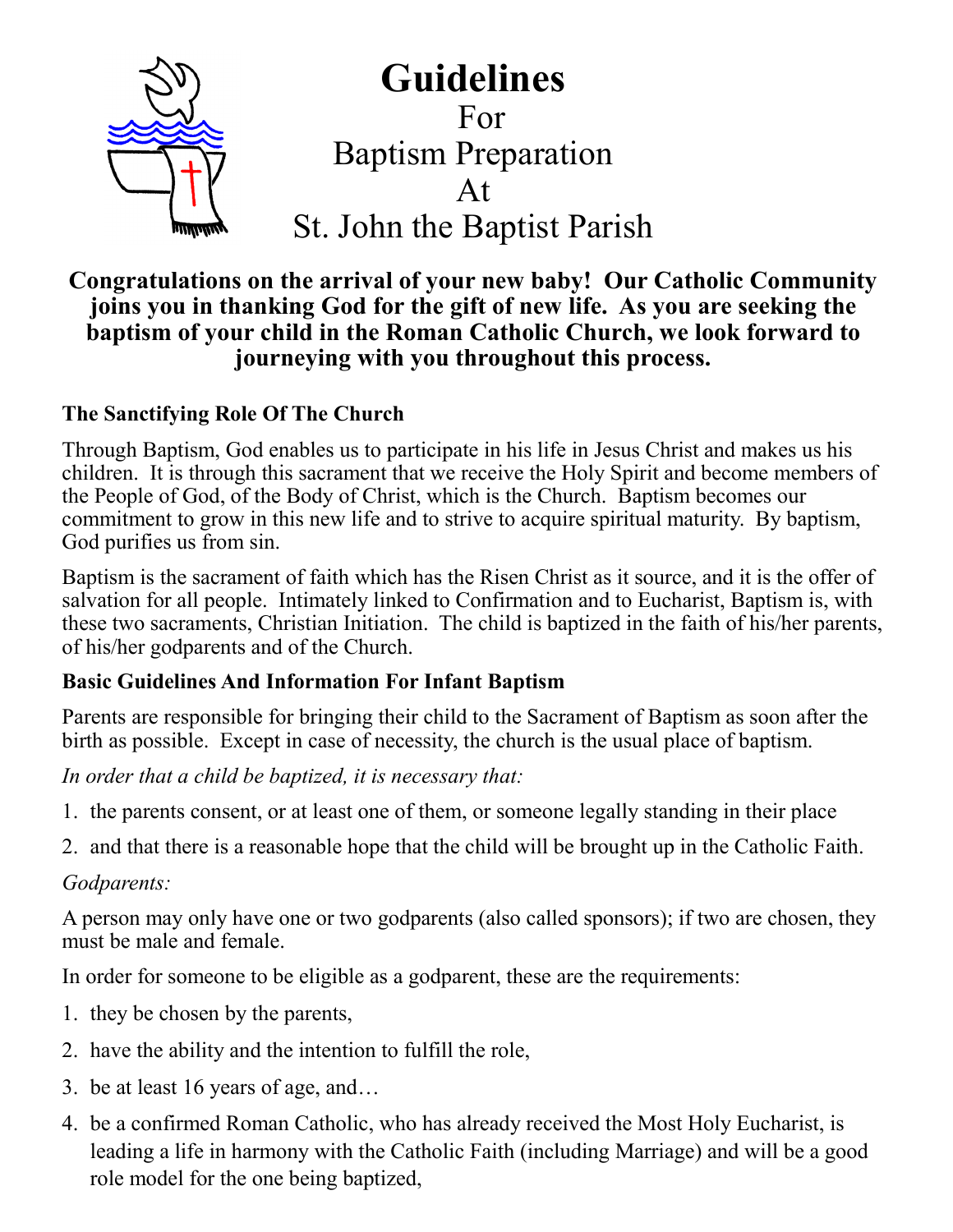# Guidelines
For
Baptism Preparation
At
St. John the Baptist Parish

**Congratulations on the arrival of your new baby! Our Catholic Community joins you in thanking God for the gift of new life. As you are seeking the baptism of your child in the Roman Catholic Church, we look forward to journeying with you throughout this process.**

### The Sanctifying Role Of The Church

Through Baptism, God enables us to participate in his life in Jesus Christ and makes us his children. It is through this sacrament that we receive the Holy Spirit and become members of the People of God, of the Body of Christ, which is the Church. Baptism becomes our commitment to grow in this new life and to strive to acquire spiritual maturity. By baptism, God purifies us from sin.

Baptism is the sacrament of faith which has the Risen Christ as it source, and it is the offer of salvation for all people. Intimately linked to Confirmation and to Eucharist, Baptism is, with these two sacraments, Christian Initiation. The child is baptized in the faith of his/her parents, of his/her godparents and of the Church.

### Basic Guidelines And Information For Infant Baptism

Parents are responsible for bringing their child to the Sacrament of Baptism as soon after the birth as possible. Except in case of necessity, the church is the usual place of baptism.

*In order that a child be baptized, it is necessary that:*

1. the parents consent, or at least one of them, or someone legally standing in their place
2. and that there is a reasonable hope that the child will be brought up in the Catholic Faith.

*Godparents:*

A person may only have one or two godparents (also called sponsors); if two are chosen, they must be male and female.

In order for someone to be eligible as a godparent, these are the requirements:

1. they be chosen by the parents,
2. have the ability and the intention to fulfill the role,
3. be at least 16 years of age, and…
4. be a confirmed Roman Catholic, who has already received the Most Holy Eucharist, is leading a life in harmony with the Catholic Faith (including Marriage) and will be a good role model for the one being baptized,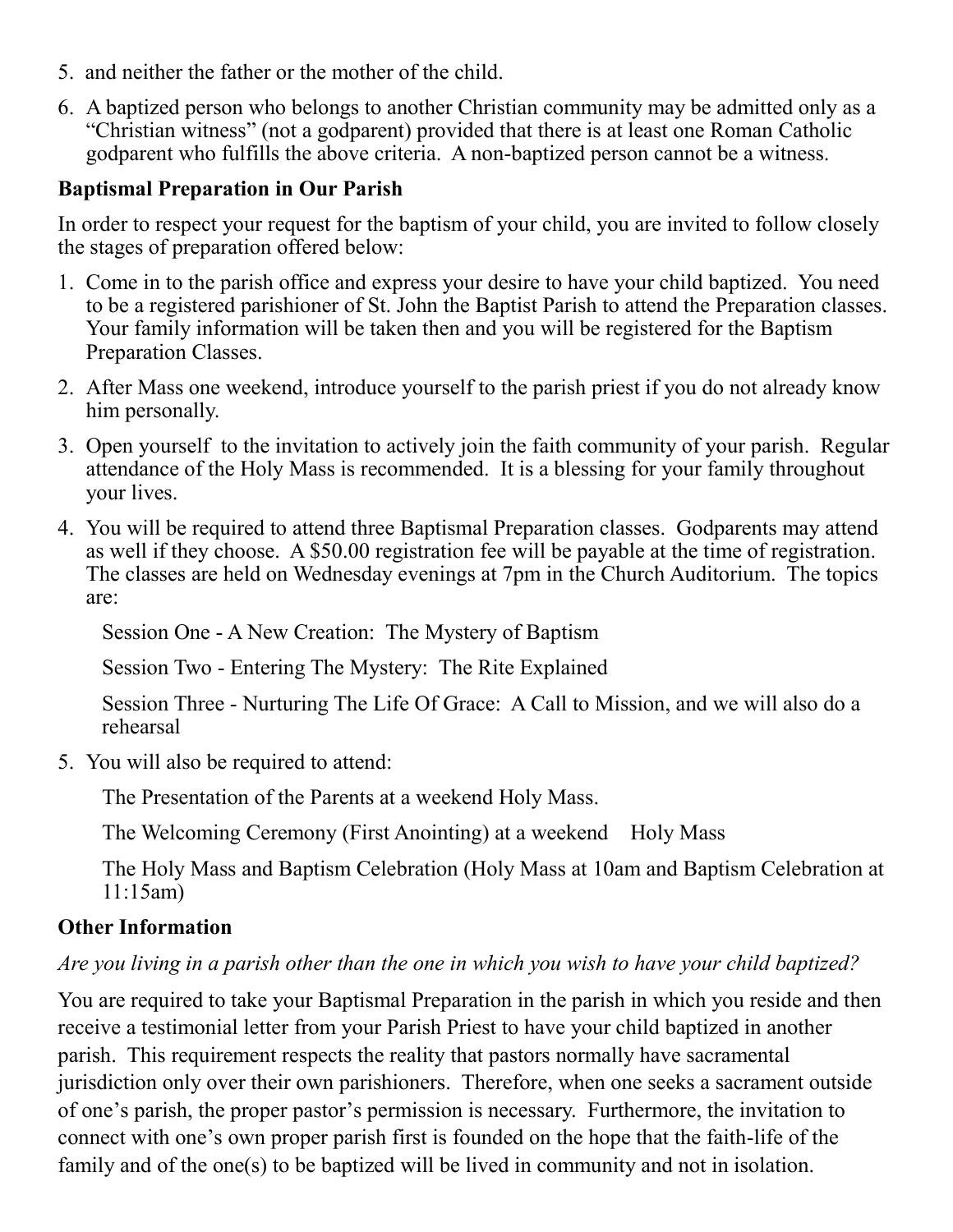5. and neither the father or the mother of the child.
6. A baptized person who belongs to another Christian community may be admitted only as a "Christian witness" (not a godparent) provided that there is at least one Roman Catholic godparent who fulfills the above criteria. A non-baptized person cannot be a witness.

**Baptismal Preparation in Our Parish**

In order to respect your request for the baptism of your child, you are invited to follow closely the stages of preparation offered below:

1. Come in to the parish office and express your desire to have your child baptized. You need to be a registered parishioner of St. John the Baptist Parish to attend the Preparation classes. Your family information will be taken then and you will be registered for the Baptism Preparation Classes.
2. After Mass one weekend, introduce yourself to the parish priest if you do not already know him personally.
3. Open yourself to the invitation to actively join the faith community of your parish. Regular attendance of the Holy Mass is recommended. It is a blessing for your family throughout your lives.
4. You will be required to attend three Baptismal Preparation classes. Godparents may attend as well if they choose. A $50.00 registration fee will be payable at the time of registration. The classes are held on Wednesday evenings at 7pm in the Church Auditorium. The topics are:

   Session One - A New Creation: The Mystery of Baptism

   Session Two - Entering The Mystery: The Rite Explained

   Session Three - Nurturing The Life Of Grace: A Call to Mission, and we will also do a rehearsal

5. You will also be required to attend:

   The Presentation of the Parents at a weekend Holy Mass.

   The Welcoming Ceremony (First Anointing) at a weekend Holy Mass

   The Holy Mass and Baptism Celebration (Holy Mass at 10am and Baptism Celebration at 11:15am)

**Other Information**

*Are you living in a parish other than the one in which you wish to have your child baptized?*

You are required to take your Baptismal Preparation in the parish in which you reside and then receive a testimonial letter from your Parish Priest to have your child baptized in another parish. This requirement respects the reality that pastors normally have sacramental jurisdiction only over their own parishioners. Therefore, when one seeks a sacrament outside of one's parish, the proper pastor's permission is necessary. Furthermore, the invitation to connect with one's own proper parish first is founded on the hope that the faith-life of the family and of the one(s) to be baptized will be lived in community and not in isolation.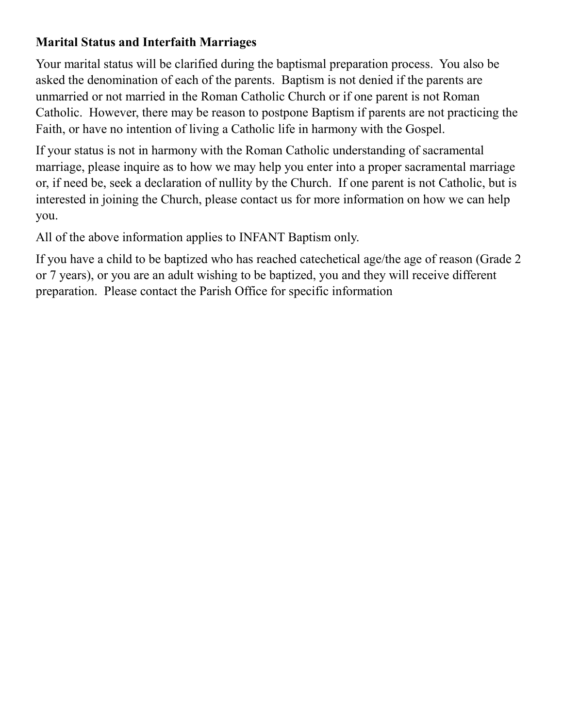**Marital Status and Interfaith Marriages**

Your marital status will be clarified during the baptismal preparation process. You also be asked the denomination of each of the parents. Baptism is not denied if the parents are unmarried or not married in the Roman Catholic Church or if one parent is not Roman Catholic. However, there may be reason to postpone Baptism if parents are not practicing the Faith, or have no intention of living a Catholic life in harmony with the Gospel.

If your status is not in harmony with the Roman Catholic understanding of sacramental marriage, please inquire as to how we may help you enter into a proper sacramental marriage or, if need be, seek a declaration of nullity by the Church. If one parent is not Catholic, but is interested in joining the Church, please contact us for more information on how we can help you.

All of the above information applies to INFANT Baptism only.

If you have a child to be baptized who has reached catechetical age/the age of reason (Grade 2 or 7 years), or you are an adult wishing to be baptized, you and they will receive different preparation. Please contact the Parish Office for specific information